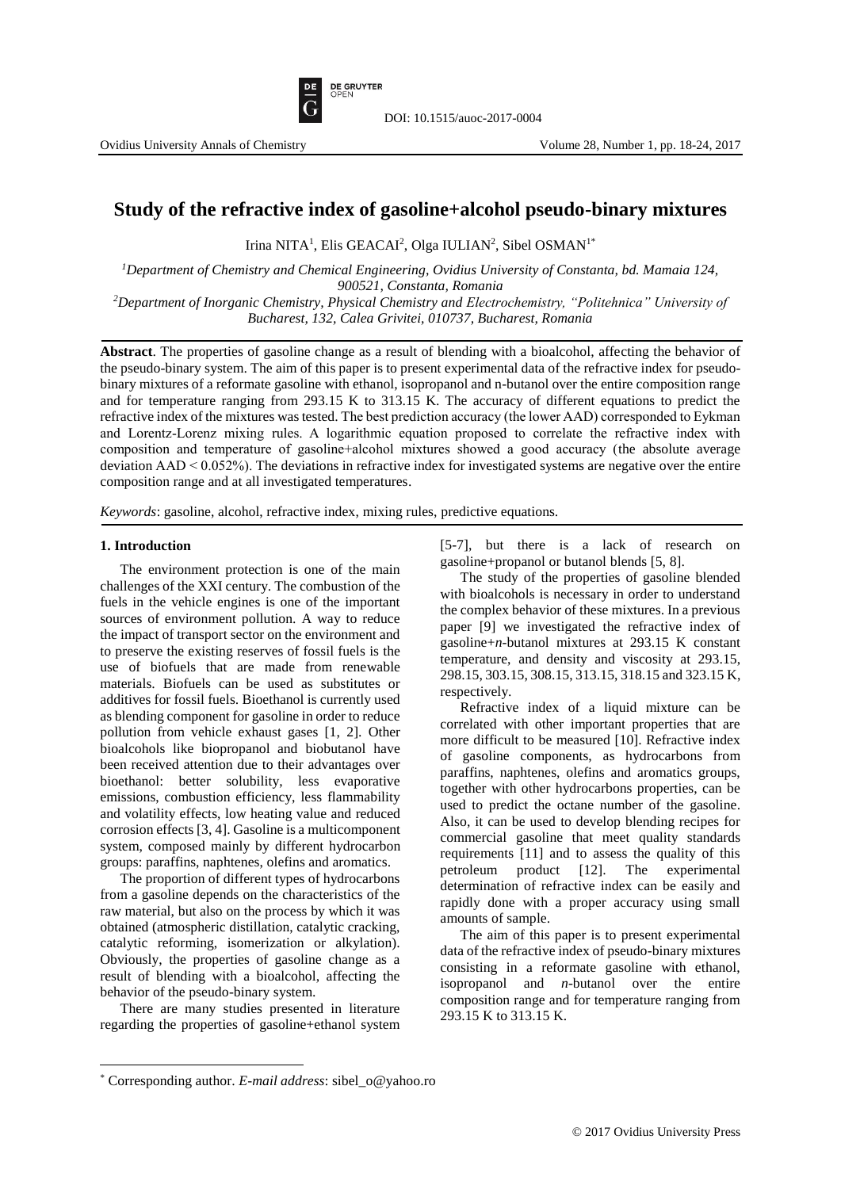DOI: 10.1515/auoc-2017-0004

# Study of the refractive index of gasoline+alcohol pseudo-binary mixtures

Irina NITA[1], Elis GEACAI[2], Olga IULIAN[2], Sibel OSMAN[1*]

[1]*Department of Chemistry and Chemical Engineering, Ovidius University of Constanta, bd. Mamaia 124, 900521, Constanta, Romania*

[2]*Department of Inorganic Chemistry, Physical Chemistry and Electrochemistry, "Politehnica" University of Bucharest, 132, Calea Grivitei, 010737, Bucharest, Romania*

**Abstract**. The properties of gasoline change as a result of blending with a bioalcohol, affecting the behavior of the pseudo-binary system. The aim of this paper is to present experimental data of the refractive index for pseudo-binary mixtures of a reformate gasoline with ethanol, isopropanol and n-butanol over the entire composition range and for temperature ranging from 293.15 K to 313.15 K. The accuracy of different equations to predict the refractive index of the mixtures was tested. The best prediction accuracy (the lower AAD) corresponded to Eykman and Lorentz-Lorenz mixing rules. A logarithmic equation proposed to correlate the refractive index with composition and temperature of gasoline+alcohol mixtures showed a good accuracy (the absolute average deviation AAD < 0.052%). The deviations in refractive index for investigated systems are negative over the entire composition range and at all investigated temperatures.

*Keywords*: gasoline, alcohol, refractive index, mixing rules, predictive equations.

## 1. Introduction

The environment protection is one of the main challenges of the XXI century. The combustion of the fuels in the vehicle engines is one of the important sources of environment pollution. A way to reduce the impact of transport sector on the environment and to preserve the existing reserves of fossil fuels is the use of biofuels that are made from renewable materials. Biofuels can be used as substitutes or additives for fossil fuels. Bioethanol is currently used as blending component for gasoline in order to reduce pollution from vehicle exhaust gases [1, 2]. Other bioalcohols like biopropanol and biobutanol have been received attention due to their advantages over bioethanol: better solubility, less evaporative emissions, combustion efficiency, less flammability and volatility effects, low heating value and reduced corrosion effects [3, 4]. Gasoline is a multicomponent system, composed mainly by different hydrocarbon groups: paraffins, naphtenes, olefins and aromatics.

The proportion of different types of hydrocarbons from a gasoline depends on the characteristics of the raw material, but also on the process by which it was obtained (atmospheric distillation, catalytic cracking, catalytic reforming, isomerization or alkylation). Obviously, the properties of gasoline change as a result of blending with a bioalcohol, affecting the behavior of the pseudo-binary system.

There are many studies presented in literature regarding the properties of gasoline+ethanol system [5-7], but there is a lack of research on gasoline+propanol or butanol blends [5, 8].

The study of the properties of gasoline blended with bioalcohols is necessary in order to understand the complex behavior of these mixtures. In a previous paper [9] we investigated the refractive index of gasoline+*n*-butanol mixtures at 293.15 K constant temperature, and density and viscosity at 293.15, 298.15, 303.15, 308.15, 313.15, 318.15 and 323.15 K, respectively.

Refractive index of a liquid mixture can be correlated with other important properties that are more difficult to be measured [10]. Refractive index of gasoline components, as hydrocarbons from paraffins, naphtenes, olefins and aromatics groups, together with other hydrocarbons properties, can be used to predict the octane number of the gasoline. Also, it can be used to develop blending recipes for commercial gasoline that meet quality standards requirements [11] and to assess the quality of this petroleum product [12]. The experimental determination of refractive index can be easily and rapidly done with a proper accuracy using small amounts of sample.

The aim of this paper is to present experimental data of the refractive index of pseudo-binary mixtures consisting in a reformate gasoline with ethanol, isopropanol and *n*-butanol over the entire composition range and for temperature ranging from 293.15 K to 313.15 K.

[*] Corresponding author. *E-mail address*: sibel_o@yahoo.ro

© 2017 Ovidius University Press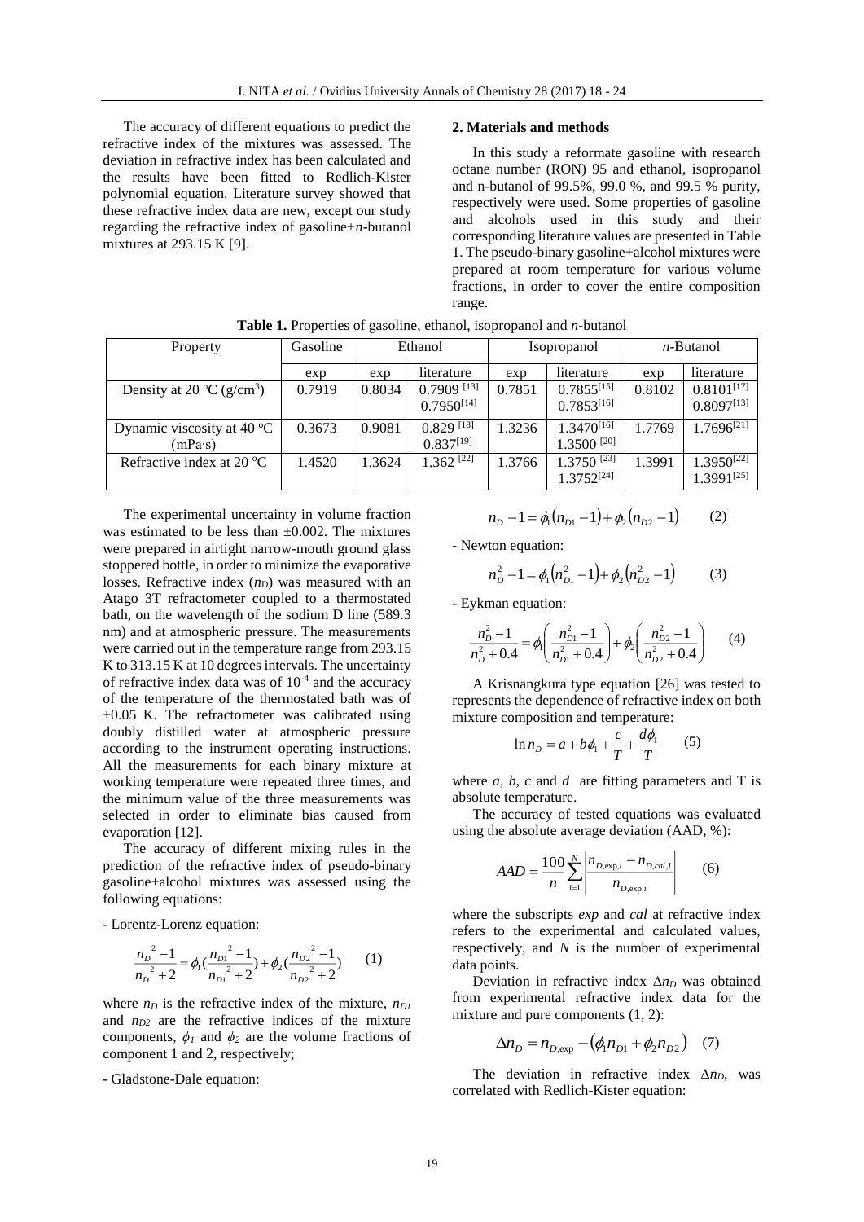The accuracy of different equations to predict the refractive index of the mixtures was assessed. The deviation in refractive index has been calculated and the results have been fitted to Redlich-Kister polynomial equation. Literature survey showed that these refractive index data are new, except our study regarding the refractive index of gasoline+*n*-butanol mixtures at 293.15 K [9].

## 2. Materials and methods

In this study a reformate gasoline with research octane number (RON) 95 and ethanol, isopropanol and n-butanol of 99.5%, 99.0 %, and 99.5 % purity, respectively were used. Some properties of gasoline and alcohols used in this study and their corresponding literature values are presented in Table 1. The pseudo-binary gasoline+alcohol mixtures were prepared at room temperature for various volume fractions, in order to cover the entire composition range.

**Table 1.** Properties of gasoline, ethanol, isopropanol and *n*-butanol

| Property | Gasoline | Ethanol | | Isopropanol | | *n*-Butanol | |
|---|---|---|---|---|---|---|---|
| | exp | exp | literature | exp | literature | exp | literature |
| Density at 20 °C (g/cm³) | 0.7919 | 0.8034 | 0.7909 [13] 0.7950[14] | 0.7851 | 0.7855[15] 0.7853[16] | 0.8102 | 0.8101[17] 0.8097[13] |
| Dynamic viscosity at 40 °C (mPa·s) | 0.3673 | 0.9081 | 0.829 [18] 0.837[19] | 1.3236 | 1.3470[16] 1.3500 [20] | 1.7769 | 1.7696[21] |
| Refractive index at 20 °C | 1.4520 | 1.3624 | 1.362 [22] | 1.3766 | 1.3750 [23] 1.3752[24] | 1.3991 | 1.3950[22] 1.3991[25] |

The experimental uncertainty in volume fraction was estimated to be less than ±0.002. The mixtures were prepared in airtight narrow-mouth ground glass stoppered bottle, in order to minimize the evaporative losses. Refractive index ($n_D$) was measured with an Atago 3T refractometer coupled to a thermostated bath, on the wavelength of the sodium D line (589.3 nm) and at atmospheric pressure. The measurements were carried out in the temperature range from 293.15 K to 313.15 K at 10 degrees intervals. The uncertainty of refractive index data was of $10^{-4}$ and the accuracy of the temperature of the thermostated bath was of ±0.05 K. The refractometer was calibrated using doubly distilled water at atmospheric pressure according to the instrument operating instructions. All the measurements for each binary mixture at working temperature were repeated three times, and the minimum value of the three measurements was selected in order to eliminate bias caused from evaporation [12].

The accuracy of different mixing rules in the prediction of the refractive index of pseudo-binary gasoline+alcohol mixtures was assessed using the following equations:

- Lorentz-Lorenz equation:

$$\frac{n_D^{\ 2}-1}{n_D^{\ 2}+2}=\phi_1\left(\frac{n_{D1}^{\ 2}-1}{n_{D1}^{\ 2}+2}\right)+\phi_2\left(\frac{n_{D2}^{\ 2}-1}{n_{D2}^{\ 2}+2}\right) \qquad (1)$$

where $n_D$ is the refractive index of the mixture, $n_{D1}$ and $n_{D2}$ are the refractive indices of the mixture components, $\phi_1$ and $\phi_2$ are the volume fractions of component 1 and 2, respectively;

- Gladstone-Dale equation:

$$n_D-1=\phi_1(n_{D1}-1)+\phi_2(n_{D2}-1) \qquad (2)$$

- Newton equation:

$$n_D^2-1=\phi_1(n_{D1}^2-1)+\phi_2(n_{D2}^2-1) \qquad (3)$$

- Eykman equation:

$$\frac{n_D^2-1}{n_D^2+0.4}=\phi_1\left(\frac{n_{D1}^2-1}{n_{D1}^2+0.4}\right)+\phi_2\left(\frac{n_{D2}^2-1}{n_{D2}^2+0.4}\right) \qquad (4)$$

A Krisnangkura type equation [26] was tested to represents the dependence of refractive index on both mixture composition and temperature:

$$\ln n_D = a+b\phi_1+\frac{c}{T}+\frac{d\phi_1}{T} \qquad (5)$$

where $a$, $b$, $c$ and $d$ are fitting parameters and T is absolute temperature.

The accuracy of tested equations was evaluated using the absolute average deviation (AAD, %):

$$AAD=\frac{100}{n}\sum_{i=1}^{N}\left|\frac{n_{D,\exp,i}-n_{D,cal,i}}{n_{D,\exp,i}}\right| \qquad (6)$$

where the subscripts *exp* and *cal* at refractive index refers to the experimental and calculated values, respectively, and $N$ is the number of experimental data points.

Deviation in refractive index $\Delta n_D$ was obtained from experimental refractive index data for the mixture and pure components (1, 2):

$$\Delta n_D = n_{D,\exp}-(\phi_1 n_{D1}+\phi_2 n_{D2}) \qquad (7)$$

The deviation in refractive index $\Delta n_D$, was correlated with Redlich-Kister equation: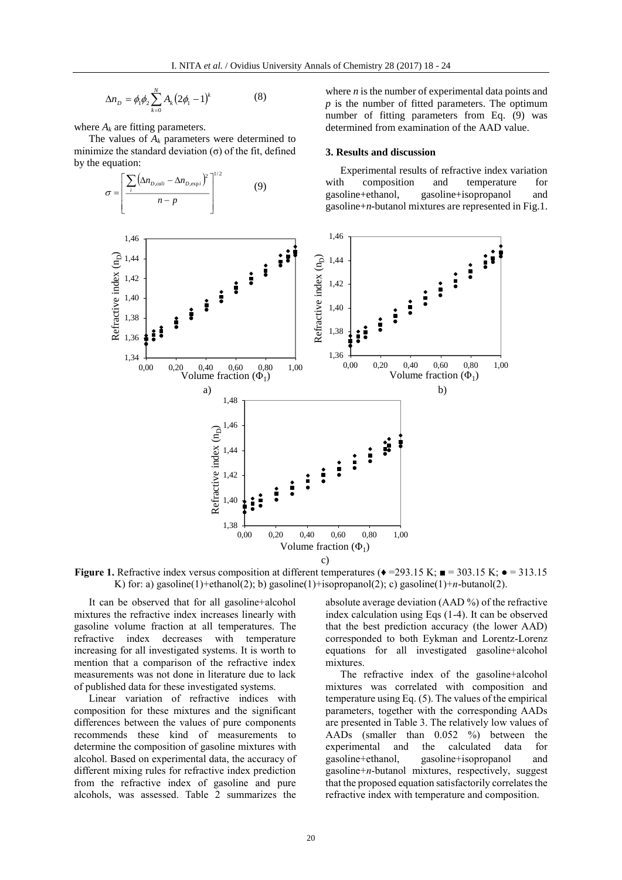$$\Delta n_D = \phi_1 \phi_2 \sum_{k=0}^{N} A_k \left(2\phi_1 - 1\right)^k \qquad (8)$$

where $A_k$ are fitting parameters.

The values of $A_k$ parameters were determined to minimize the standard deviation ($\sigma$) of the fit, defined by the equation:

$$\sigma = \left[ \frac{\sum_i \left(\Delta n_{D,cal\,i} - \Delta n_{D,\exp\,i}\right)^2}{n - p} \right]^{1/2} \qquad (9)$$

where $n$ is the number of experimental data points and $p$ is the number of fitted parameters. The optimum number of fitting parameters from Eq. (9) was determined from examination of the AAD value.

## 3. Results and discussion

Experimental results of refractive index variation with composition and temperature for gasoline+ethanol, gasoline+isopropanol and gasoline+*n*-butanol mixtures are represented in Fig.1.

**Figure 1.** Refractive index versus composition at different temperatures (♦ =293.15 K; ■ = 303.15 K; ● = 313.15 K) for: a) gasoline(1)+ethanol(2); b) gasoline(1)+isopropanol(2); c) gasoline(1)+*n*-butanol(2).

It can be observed that for all gasoline+alcohol mixtures the refractive index increases linearly with gasoline volume fraction at all temperatures. The refractive index decreases with temperature increasing for all investigated systems. It is worth to mention that a comparison of the refractive index measurements was not done in literature due to lack of published data for these investigated systems.

Linear variation of refractive indices with composition for these mixtures and the significant differences between the values of pure components recommends these kind of measurements to determine the composition of gasoline mixtures with alcohol. Based on experimental data, the accuracy of different mixing rules for refractive index prediction from the refractive index of gasoline and pure alcohols, was assessed. Table 2 summarizes the absolute average deviation (AAD %) of the refractive index calculation using Eqs (1-4). It can be observed that the best prediction accuracy (the lower AAD) corresponded to both Eykman and Lorentz-Lorenz equations for all investigated gasoline+alcohol mixtures.

The refractive index of the gasoline+alcohol mixtures was correlated with composition and temperature using Eq. (5). The values of the empirical parameters, together with the corresponding AADs are presented in Table 3. The relatively low values of AADs (smaller than 0.052 %) between the experimental and the calculated data for gasoline+ethanol, gasoline+isopropanol and gasoline+*n*-butanol mixtures, respectively, suggest that the proposed equation satisfactorily correlates the refractive index with temperature and composition.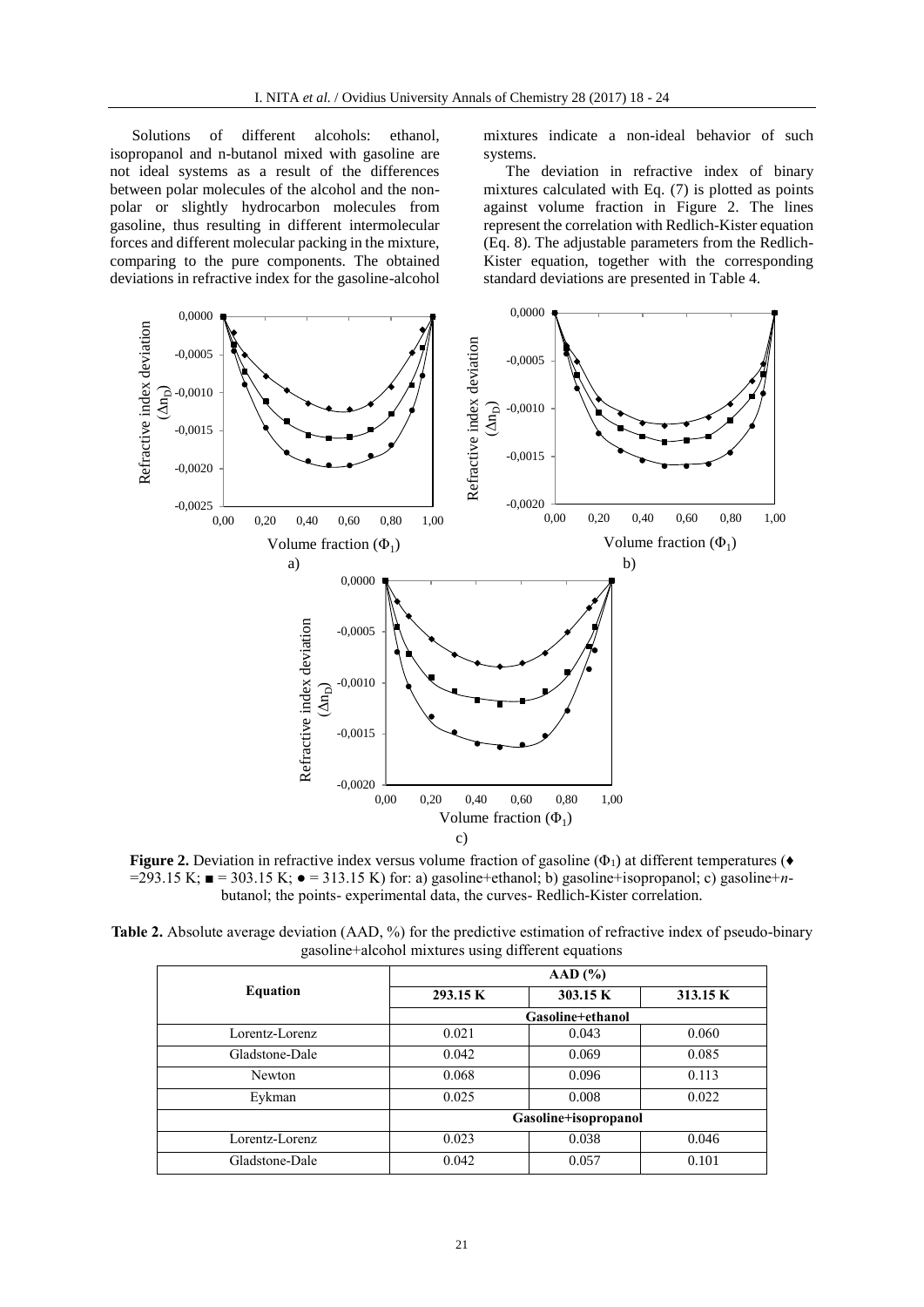Solutions of different alcohols: ethanol, isopropanol and n-butanol mixed with gasoline are not ideal systems as a result of the differences between polar molecules of the alcohol and the non-polar or slightly hydrocarbon molecules from gasoline, thus resulting in different intermolecular forces and different molecular packing in the mixture, comparing to the pure components. The obtained deviations in refractive index for the gasoline-alcohol mixtures indicate a non-ideal behavior of such systems.

The deviation in refractive index of binary mixtures calculated with Eq. (7) is plotted as points against volume fraction in Figure 2. The lines represent the correlation with Redlich-Kister equation (Eq. 8). The adjustable parameters from the Redlich-Kister equation, together with the corresponding standard deviations are presented in Table 4.

**Figure 2.** Deviation in refractive index versus volume fraction of gasoline ($\Phi_1$) at different temperatures (♦ =293.15 K; ■ = 303.15 K; ● = 313.15 K) for: a) gasoline+ethanol; b) gasoline+isopropanol; c) gasoline+*n*-butanol; the points- experimental data, the curves- Redlich-Kister correlation.

**Table 2.** Absolute average deviation (AAD, %) for the predictive estimation of refractive index of pseudo-binary gasoline+alcohol mixtures using different equations

| Equation | AAD (%) | | |
|---|---|---|---|
| | 293.15 K | 303.15 K | 313.15 K |
| | Gasoline+ethanol | | |
| Lorentz-Lorenz | 0.021 | 0.043 | 0.060 |
| Gladstone-Dale | 0.042 | 0.069 | 0.085 |
| Newton | 0.068 | 0.096 | 0.113 |
| Eykman | 0.025 | 0.008 | 0.022 |
| | Gasoline+isopropanol | | |
| Lorentz-Lorenz | 0.023 | 0.038 | 0.046 |
| Gladstone-Dale | 0.042 | 0.057 | 0.101 |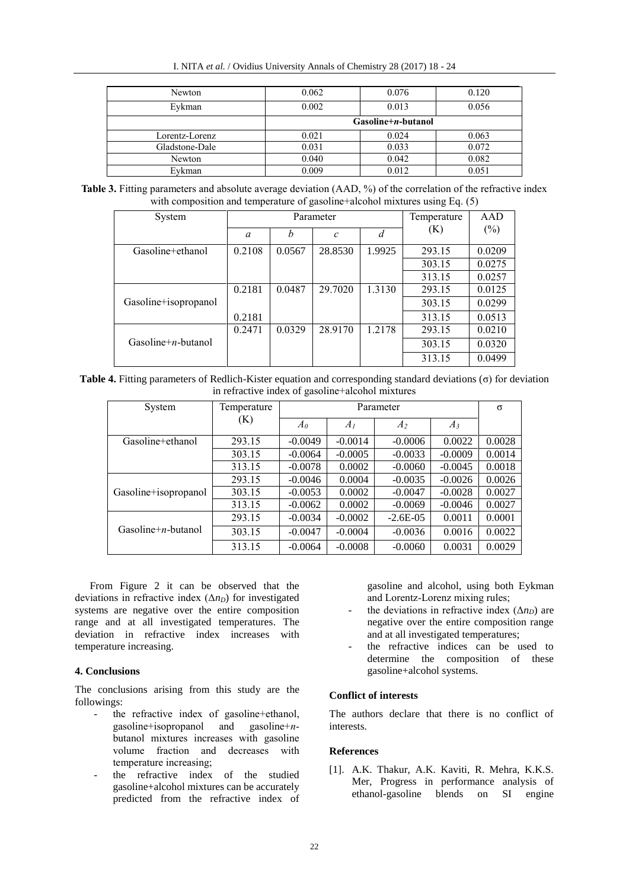| Newton | 0.062 | 0.076 | 0.120 |
|---|---|---|---|
| Eykman | 0.002 | 0.013 | 0.056 |
| | **Gasoline+*n*-butanol** | | |
| Lorentz-Lorenz | 0.021 | 0.024 | 0.063 |
| Gladstone-Dale | 0.031 | 0.033 | 0.072 |
| Newton | 0.040 | 0.042 | 0.082 |
| Eykman | 0.009 | 0.012 | 0.051 |

**Table 3.** Fitting parameters and absolute average deviation (AAD, %) of the correlation of the refractive index with composition and temperature of gasoline+alcohol mixtures using Eq. (5)

| System | Parameter | | | | Temperature (K) | AAD (%) |
|---|---|---|---|---|---|---|
| | *a* | *b* | *c* | *d* | | |
| Gasoline+ethanol | 0.2108 | 0.0567 | 28.8530 | 1.9925 | 293.15 | 0.0209 |
| | | | | | 303.15 | 0.0275 |
| | | | | | 313.15 | 0.0257 |
| Gasoline+isopropanol | 0.2181 | 0.0487 | 29.7020 | 1.3130 | 293.15 | 0.0125 |
| | | | | | 303.15 | 0.0299 |
| | 0.2181 | | | | 313.15 | 0.0513 |
| Gasoline+*n*-butanol | 0.2471 | 0.0329 | 28.9170 | 1.2178 | 293.15 | 0.0210 |
| | | | | | 303.15 | 0.0320 |
| | | | | | 313.15 | 0.0499 |

**Table 4.** Fitting parameters of Redlich-Kister equation and corresponding standard deviations (σ) for deviation in refractive index of gasoline+alcohol mixtures

| System | Temperature (K) | Parameter | | | | σ |
|---|---|---|---|---|---|---|
| | | $A_0$ | $A_1$ | $A_2$ | $A_3$ | |
| Gasoline+ethanol | 293.15 | -0.0049 | -0.0014 | -0.0006 | 0.0022 | 0.0028 |
| | 303.15 | -0.0064 | -0.0005 | -0.0033 | -0.0009 | 0.0014 |
| | 313.15 | -0.0078 | 0.0002 | -0.0060 | -0.0045 | 0.0018 |
| Gasoline+isopropanol | 293.15 | -0.0046 | 0.0004 | -0.0035 | -0.0026 | 0.0026 |
| | 303.15 | -0.0053 | 0.0002 | -0.0047 | -0.0028 | 0.0027 |
| | 313.15 | -0.0062 | 0.0002 | -0.0069 | -0.0046 | 0.0027 |
| Gasoline+*n*-butanol | 293.15 | -0.0034 | -0.0002 | -2.6E-05 | 0.0011 | 0.0001 |
| | 303.15 | -0.0047 | -0.0004 | -0.0036 | 0.0016 | 0.0022 |
| | 313.15 | -0.0064 | -0.0008 | -0.0060 | 0.0031 | 0.0029 |

From Figure 2 it can be observed that the deviations in refractive index ($\Delta n_D$) for investigated systems are negative over the entire composition range and at all investigated temperatures. The deviation in refractive index increases with temperature increasing.

## 4. Conclusions

The conclusions arising from this study are the followings:

- the refractive index of gasoline+ethanol, gasoline+isopropanol and gasoline+*n*-butanol mixtures increases with gasoline volume fraction and decreases with temperature increasing;
- the refractive index of the studied gasoline+alcohol mixtures can be accurately predicted from the refractive index of gasoline and alcohol, using both Eykman and Lorentz-Lorenz mixing rules;
- the deviations in refractive index ($\Delta n_D$) are negative over the entire composition range and at all investigated temperatures;
- the refractive indices can be used to determine the composition of these gasoline+alcohol systems.

### Conflict of interests

The authors declare that there is no conflict of interests.

### References

[1]. A.K. Thakur, A.K. Kaviti, R. Mehra, K.K.S. Mer, Progress in performance analysis of ethanol-gasoline blends on SI engine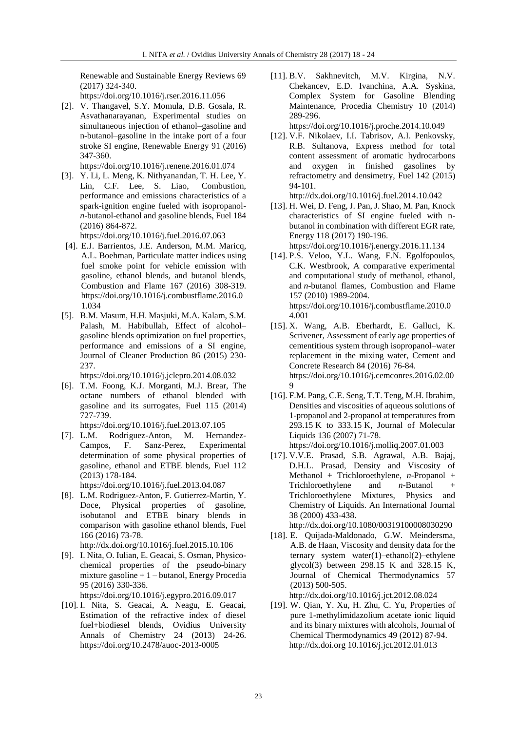Renewable and Sustainable Energy Reviews 69 (2017) 324-340. https://doi.org/10.1016/j.rser.2016.11.056

[2]. V. Thangavel, S.Y. Momula, D.B. Gosala, R. Asvathanarayanan, Experimental studies on simultaneous injection of ethanol–gasoline and n-butanol–gasoline in the intake port of a four stroke SI engine, Renewable Energy 91 (2016) 347-360. https://doi.org/10.1016/j.renene.2016.01.074

[3]. Y. Li, L. Meng, K. Nithyanandan, T. H. Lee, Y. Lin, C.F. Lee, S. Liao, Combustion, performance and emissions characteristics of a spark-ignition engine fueled with isopropanol-*n*-butanol-ethanol and gasoline blends, Fuel 184 (2016) 864-872. https://doi.org/10.1016/j.fuel.2016.07.063

[4]. E.J. Barrientos, J.E. Anderson, M.M. Maricq, A.L. Boehman, Particulate matter indices using fuel smoke point for vehicle emission with gasoline, ethanol blends, and butanol blends, Combustion and Flame 167 (2016) 308-319. https://doi.org/10.1016/j.combustflame.2016.01.034

[5]. B.M. Masum, H.H. Masjuki, M.A. Kalam, S.M. Palash, M. Habibullah, Effect of alcohol–gasoline blends optimization on fuel properties, performance and emissions of a SI engine, Journal of Cleaner Production 86 (2015) 230-237. https://doi.org/10.1016/j.jclepro.2014.08.032

[6]. T.M. Foong, K.J. Morganti, M.J. Brear, The octane numbers of ethanol blended with gasoline and its surrogates, Fuel 115 (2014) 727-739. https://doi.org/10.1016/j.fuel.2013.07.105

[7]. L.M. Rodriguez-Anton, M. Hernandez-Campos, F. Sanz-Perez, Experimental determination of some physical properties of gasoline, ethanol and ETBE blends, Fuel 112 (2013) 178-184. https://doi.org/10.1016/j.fuel.2013.04.087

[8]. L.M. Rodriguez-Anton, F. Gutierrez-Martin, Y. Doce, Physical properties of gasoline, isobutanol and ETBE binary blends in comparison with gasoline ethanol blends, Fuel 166 (2016) 73-78. http://dx.doi.org/10.1016/j.fuel.2015.10.106

[9]. I. Nita, O. Iulian, E. Geacai, S. Osman, Physico-chemical properties of the pseudo-binary mixture gasoline + 1 – butanol, Energy Procedia 95 (2016) 330-336. https://doi.org/10.1016/j.egypro.2016.09.017

[10]. I. Nita, S. Geacai, A. Neagu, E. Geacai, Estimation of the refractive index of diesel fuel+biodiesel blends, Ovidius University Annals of Chemistry 24 (2013) 24-26. https://doi.org/10.2478/auoc-2013-0005

[11]. B.V. Sakhnevitch, M.V. Kirgina, N.V. Chekancev, E.D. Ivanchina, A.A. Syskina, Complex System for Gasoline Blending Maintenance, Procedia Chemistry 10 (2014) 289-296. https://doi.org/10.1016/j.proche.2014.10.049

[12]. V.F. Nikolaev, I.I. Tabrisov, A.I. Penkovsky, R.B. Sultanova, Express method for total content assessment of aromatic hydrocarbons and oxygen in finished gasolines by refractometry and densimetry, Fuel 142 (2015) 94-101. http://dx.doi.org/10.1016/j.fuel.2014.10.042

[13]. H. Wei, D. Feng, J. Pan, J. Shao, M. Pan, Knock characteristics of SI engine fueled with n-butanol in combination with different EGR rate, Energy 118 (2017) 190-196. https://doi.org/10.1016/j.energy.2016.11.134

[14]. P.S. Veloo, Y.L. Wang, F.N. Egolfopoulos, C.K. Westbrook, A comparative experimental and computational study of methanol, ethanol, and *n*-butanol flames, Combustion and Flame 157 (2010) 1989-2004. https://doi.org/10.1016/j.combustflame.2010.04.001

[15]. X. Wang, A.B. Eberhardt, E. Galluci, K. Scrivener, Assessment of early age properties of cementitious system through isopropanol–water replacement in the mixing water, Cement and Concrete Research 84 (2016) 76-84. https://doi.org/10.1016/j.cemconres.2016.02.009

[16]. F.M. Pang, C.E. Seng, T.T. Teng, M.H. Ibrahim, Densities and viscosities of aqueous solutions of 1-propanol and 2-propanol at temperatures from 293.15 K to 333.15 K, Journal of Molecular Liquids 136 (2007) 71-78. https://doi.org/10.1016/j.molliq.2007.01.003

[17]. V.V.E. Prasad, S.B. Agrawal, A.B. Bajaj, D.H.L. Prasad, Density and Viscosity of Methanol + Trichloroethylene, *n*-Propanol + Trichloroethylene and *n*-Butanol + Trichloroethylene Mixtures, Physics and Chemistry of Liquids. An International Journal 38 (2000) 433-438. http://dx.doi.org/10.1080/00319100008030290

[18]. E. Quijada-Maldonado, G.W. Meindersma, A.B. de Haan, Viscosity and density data for the ternary system water(1)–ethanol(2)–ethylene glycol(3) between 298.15 K and 328.15 K, Journal of Chemical Thermodynamics 57 (2013) 500-505. http://dx.doi.org/10.1016/j.jct.2012.08.024

[19]. W. Qian, Y. Xu, H. Zhu, C. Yu, Properties of pure 1-methylimidazolium acetate ionic liquid and its binary mixtures with alcohols, Journal of Chemical Thermodynamics 49 (2012) 87-94. http://dx.doi.org 10.1016/j.jct.2012.01.013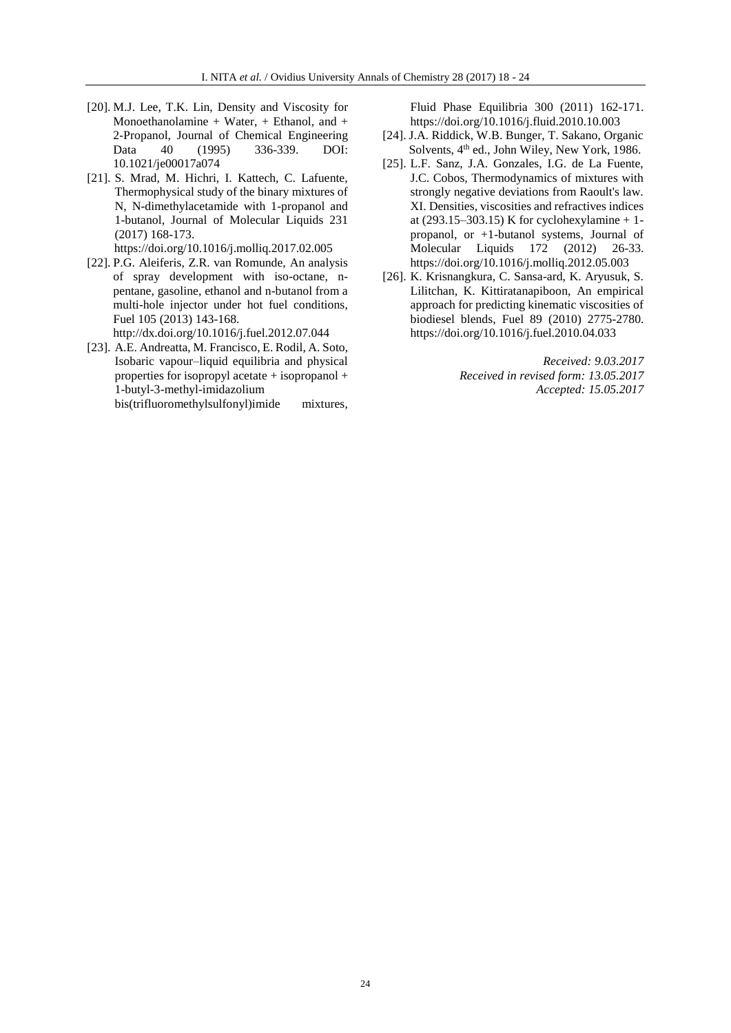[20]. M.J. Lee, T.K. Lin, Density and Viscosity for Monoethanolamine + Water, + Ethanol, and + 2-Propanol, Journal of Chemical Engineering Data 40 (1995) 336-339. DOI: 10.1021/je00017a074

[21]. S. Mrad, M. Hichri, I. Kattech, C. Lafuente, Thermophysical study of the binary mixtures of N, N-dimethylacetamide with 1-propanol and 1-butanol, Journal of Molecular Liquids 231 (2017) 168-173. https://doi.org/10.1016/j.molliq.2017.02.005

[22]. P.G. Aleiferis, Z.R. van Romunde, An analysis of spray development with iso-octane, n-pentane, gasoline, ethanol and n-butanol from a multi-hole injector under hot fuel conditions, Fuel 105 (2013) 143-168. http://dx.doi.org/10.1016/j.fuel.2012.07.044

[23]. A.E. Andreatta, M. Francisco, E. Rodil, A. Soto, Isobaric vapour–liquid equilibria and physical properties for isopropyl acetate + isopropanol + 1-butyl-3-methyl-imidazolium bis(trifluoromethylsulfonyl)imide mixtures, Fluid Phase Equilibria 300 (2011) 162-171. https://doi.org/10.1016/j.fluid.2010.10.003

[24]. J.A. Riddick, W.B. Bunger, T. Sakano, Organic Solvents, 4th ed., John Wiley, New York, 1986.

[25]. L.F. Sanz, J.A. Gonzales, I.G. de La Fuente, J.C. Cobos, Thermodynamics of mixtures with strongly negative deviations from Raoult's law. XI. Densities, viscosities and refractives indices at (293.15–303.15) K for cyclohexylamine + 1-propanol, or +1-butanol systems, Journal of Molecular Liquids 172 (2012) 26-33. https://doi.org/10.1016/j.molliq.2012.05.003

[26]. K. Krisnangkura, C. Sansa-ard, K. Aryusuk, S. Lilitchan, K. Kittiratanapiboon, An empirical approach for predicting kinematic viscosities of biodiesel blends, Fuel 89 (2010) 2775-2780. https://doi.org/10.1016/j.fuel.2010.04.033

*Received: 9.03.2017*
*Received in revised form: 13.05.2017*
*Accepted: 15.05.2017*